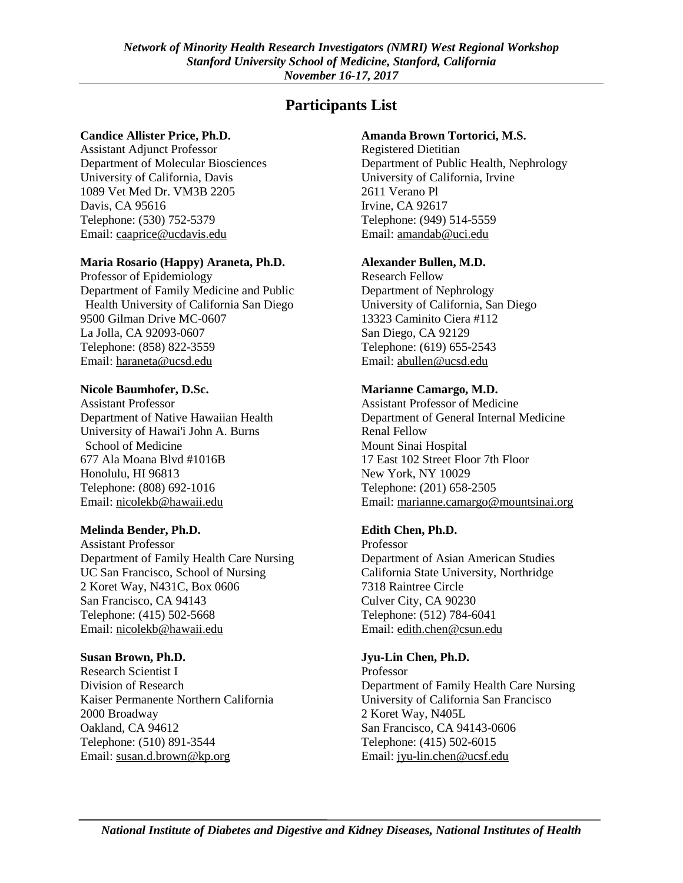# Participants List

**Candice Allister Price, Ph.D.**
Assistant Adjunct Professor
Department of Molecular Biosciences
University of California, Davis
1089 Vet Med Dr. VM3B 2205
Davis, CA 95616
Telephone: (530) 752-5379
Email: caaprice@ucdavis.edu

**Maria Rosario (Happy) Araneta, Ph.D.**
Professor of Epidemiology
Department of Family Medicine and Public Health University of California San Diego
9500 Gilman Drive MC-0607
La Jolla, CA 92093-0607
Telephone: (858) 822-3559
Email: haraneta@ucsd.edu

**Nicole Baumhofer, D.Sc.**
Assistant Professor
Department of Native Hawaiian Health
University of Hawai'i John A. Burns School of Medicine
677 Ala Moana Blvd #1016B
Honolulu, HI 96813
Telephone: (808) 692-1016
Email: nicolekb@hawaii.edu

**Melinda Bender, Ph.D.**
Assistant Professor
Department of Family Health Care Nursing
UC San Francisco, School of Nursing
2 Koret Way, N431C, Box 0606
San Francisco, CA 94143
Telephone: (415) 502-5668
Email: nicolekb@hawaii.edu

**Susan Brown, Ph.D.**
Research Scientist I
Division of Research
Kaiser Permanente Northern California
2000 Broadway
Oakland, CA 94612
Telephone: (510) 891-3544
Email: susan.d.brown@kp.org

**Amanda Brown Tortorici, M.S.**
Registered Dietitian
Department of Public Health, Nephrology
University of California, Irvine
2611 Verano Pl
Irvine, CA 92617
Telephone: (949) 514-5559
Email: amandab@uci.edu

**Alexander Bullen, M.D.**
Research Fellow
Department of Nephrology
University of California, San Diego
13323 Caminito Ciera #112
San Diego, CA 92129
Telephone: (619) 655-2543
Email: abullen@ucsd.edu

**Marianne Camargo, M.D.**
Assistant Professor of Medicine
Department of General Internal Medicine
Renal Fellow
Mount Sinai Hospital
17 East 102 Street Floor 7th Floor
New York, NY 10029
Telephone: (201) 658-2505
Email: marianne.camargo@mountsinai.org

**Edith Chen, Ph.D.**
Professor
Department of Asian American Studies
California State University, Northridge
7318 Raintree Circle
Culver City, CA 90230
Telephone: (512) 784-6041
Email: edith.chen@csun.edu

**Jyu-Lin Chen, Ph.D.**
Professor
Department of Family Health Care Nursing
University of California San Francisco
2 Koret Way, N405L
San Francisco, CA 94143-0606
Telephone: (415) 502-6015
Email: jyu-lin.chen@ucsf.edu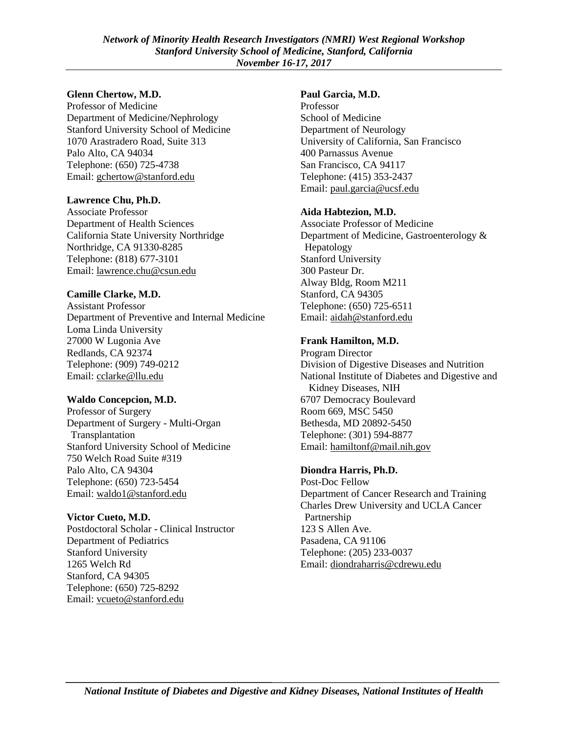**Glenn Chertow, M.D.**
Professor of Medicine
Department of Medicine/Nephrology
Stanford University School of Medicine
1070 Arastradero Road, Suite 313
Palo Alto, CA 94034
Telephone: (650) 725-4738
Email: gchertow@stanford.edu

**Lawrence Chu, Ph.D.**
Associate Professor
Department of Health Sciences
California State University Northridge
Northridge, CA 91330-8285
Telephone: (818) 677-3101
Email: lawrence.chu@csun.edu

**Camille Clarke, M.D.**
Assistant Professor
Department of Preventive and Internal Medicine
Loma Linda University
27000 W Lugonia Ave
Redlands, CA 92374
Telephone: (909) 749-0212
Email: cclarke@llu.edu

**Waldo Concepcion, M.D.**
Professor of Surgery
Department of Surgery - Multi-Organ Transplantation
Stanford University School of Medicine
750 Welch Road Suite #319
Palo Alto, CA 94304
Telephone: (650) 723-5454
Email: waldo1@stanford.edu

**Victor Cueto, M.D.**
Postdoctoral Scholar - Clinical Instructor
Department of Pediatrics
Stanford University
1265 Welch Rd
Stanford, CA 94305
Telephone: (650) 725-8292
Email: vcueto@stanford.edu

**Paul Garcia, M.D.**
Professor
School of Medicine
Department of Neurology
University of California, San Francisco
400 Parnassus Avenue
San Francisco, CA 94117
Telephone: (415) 353-2437
Email: paul.garcia@ucsf.edu

**Aida Habtezion, M.D.**
Associate Professor of Medicine
Department of Medicine, Gastroenterology & Hepatology
Stanford University
300 Pasteur Dr.
Alway Bldg, Room M211
Stanford, CA 94305
Telephone: (650) 725-6511
Email: aidah@stanford.edu

**Frank Hamilton, M.D.**
Program Director
Division of Digestive Diseases and Nutrition
National Institute of Diabetes and Digestive and Kidney Diseases, NIH
6707 Democracy Boulevard
Room 669, MSC 5450
Bethesda, MD 20892-5450
Telephone: (301) 594-8877
Email: hamiltonf@mail.nih.gov

**Diondra Harris, Ph.D.**
Post-Doc Fellow
Department of Cancer Research and Training
Charles Drew University and UCLA Cancer Partnership
123 S Allen Ave.
Pasadena, CA 91106
Telephone: (205) 233-0037
Email: diondraharris@cdrewu.edu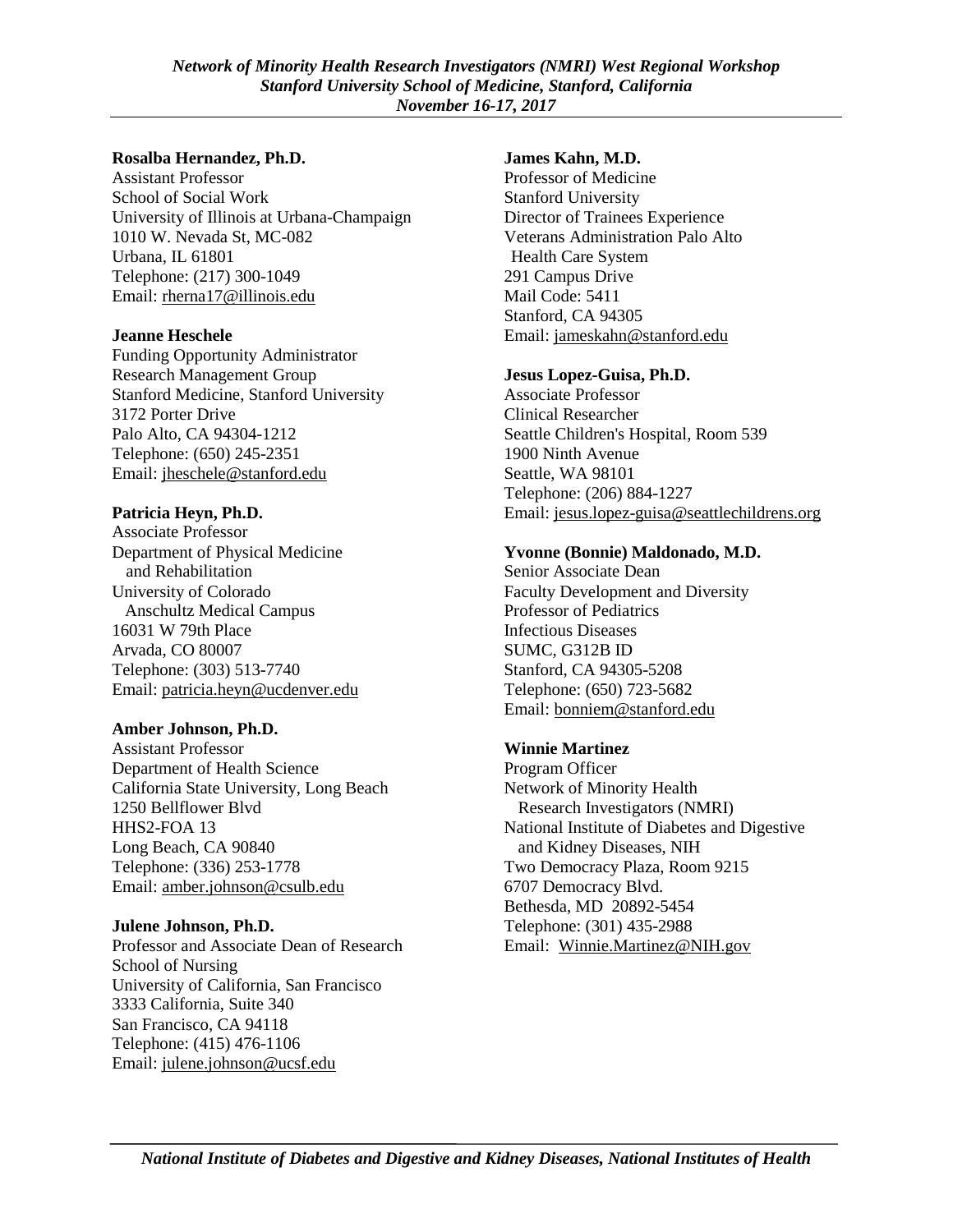**Rosalba Hernandez, Ph.D.**
Assistant Professor
School of Social Work
University of Illinois at Urbana-Champaign
1010 W. Nevada St, MC-082
Urbana, IL 61801
Telephone: (217) 300-1049
Email: rherna17@illinois.edu

**Jeanne Heschele**
Funding Opportunity Administrator
Research Management Group
Stanford Medicine, Stanford University
3172 Porter Drive
Palo Alto, CA 94304-1212
Telephone: (650) 245-2351
Email: jheschele@stanford.edu

**Patricia Heyn, Ph.D.**
Associate Professor
Department of Physical Medicine and Rehabilitation
University of Colorado Anschultz Medical Campus
16031 W 79th Place
Arvada, CO 80007
Telephone: (303) 513-7740
Email: patricia.heyn@ucdenver.edu

**Amber Johnson, Ph.D.**
Assistant Professor
Department of Health Science
California State University, Long Beach
1250 Bellflower Blvd
HHS2-FOA 13
Long Beach, CA 90840
Telephone: (336) 253-1778
Email: amber.johnson@csulb.edu

**Julene Johnson, Ph.D.**
Professor and Associate Dean of Research
School of Nursing
University of California, San Francisco
3333 California, Suite 340
San Francisco, CA 94118
Telephone: (415) 476-1106
Email: julene.johnson@ucsf.edu

**James Kahn, M.D.**
Professor of Medicine
Stanford University
Director of Trainees Experience
Veterans Administration Palo Alto Health Care System
291 Campus Drive
Mail Code: 5411
Stanford, CA 94305
Email: jameskahn@stanford.edu

**Jesus Lopez-Guisa, Ph.D.**
Associate Professor
Clinical Researcher
Seattle Children's Hospital, Room 539
1900 Ninth Avenue
Seattle, WA 98101
Telephone: (206) 884-1227
Email: jesus.lopez-guisa@seattlechildrens.org

**Yvonne (Bonnie) Maldonado, M.D.**
Senior Associate Dean
Faculty Development and Diversity
Professor of Pediatrics
Infectious Diseases
SUMC, G312B ID
Stanford, CA 94305-5208
Telephone: (650) 723-5682
Email: bonniem@stanford.edu

**Winnie Martinez**
Program Officer
Network of Minority Health Research Investigators (NMRI)
National Institute of Diabetes and Digestive and Kidney Diseases, NIH
Two Democracy Plaza, Room 9215
6707 Democracy Blvd.
Bethesda, MD 20892-5454
Telephone: (301) 435-2988
Email: Winnie.Martinez@NIH.gov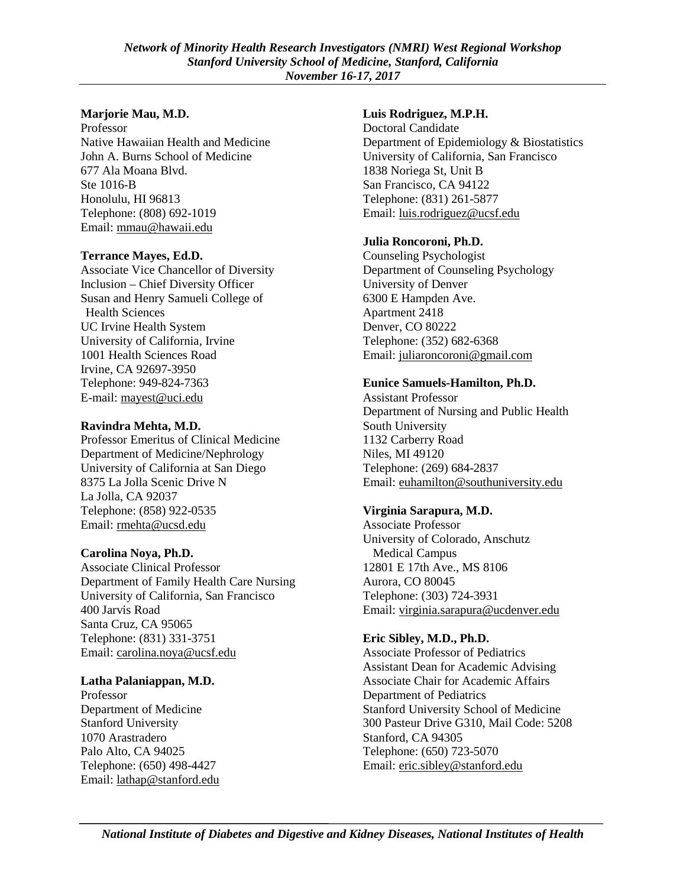**Marjorie Mau, M.D.**
Professor
Native Hawaiian Health and Medicine
John A. Burns School of Medicine
677 Ala Moana Blvd.
Ste 1016-B
Honolulu, HI 96813
Telephone: (808) 692-1019
Email: mmau@hawaii.edu

**Terrance Mayes, Ed.D.**
Associate Vice Chancellor of Diversity
Inclusion – Chief Diversity Officer
Susan and Henry Samueli College of
Health Sciences
UC Irvine Health System
University of California, Irvine
1001 Health Sciences Road
Irvine, CA 92697-3950
Telephone: 949-824-7363
E-mail: mayest@uci.edu

**Ravindra Mehta, M.D.**
Professor Emeritus of Clinical Medicine
Department of Medicine/Nephrology
University of California at San Diego
8375 La Jolla Scenic Drive N
La Jolla, CA 92037
Telephone: (858) 922-0535
Email: rmehta@ucsd.edu

**Carolina Noya, Ph.D.**
Associate Clinical Professor
Department of Family Health Care Nursing
University of California, San Francisco
400 Jarvis Road
Santa Cruz, CA 95065
Telephone: (831) 331-3751
Email: carolina.noya@ucsf.edu

**Latha Palaniappan, M.D.**
Professor
Department of Medicine
Stanford University
1070 Arastradero
Palo Alto, CA 94025
Telephone: (650) 498-4427
Email: lathap@stanford.edu

**Luis Rodriguez, M.P.H.**
Doctoral Candidate
Department of Epidemiology & Biostatistics
University of California, San Francisco
1838 Noriega St, Unit B
San Francisco, CA 94122
Telephone: (831) 261-5877
Email: luis.rodriguez@ucsf.edu

**Julia Roncoroni, Ph.D.**
Counseling Psychologist
Department of Counseling Psychology
University of Denver
6300 E Hampden Ave.
Apartment 2418
Denver, CO 80222
Telephone: (352) 682-6368
Email: juliaroncoroni@gmail.com

**Eunice Samuels-Hamilton, Ph.D.**
Assistant Professor
Department of Nursing and Public Health
South University
1132 Carberry Road
Niles, MI 49120
Telephone: (269) 684-2837
Email: euhamilton@southuniversity.edu

**Virginia Sarapura, M.D.**
Associate Professor
University of Colorado, Anschutz
Medical Campus
12801 E 17th Ave., MS 8106
Aurora, CO 80045
Telephone: (303) 724-3931
Email: virginia.sarapura@ucdenver.edu

**Eric Sibley, M.D., Ph.D.**
Associate Professor of Pediatrics
Assistant Dean for Academic Advising
Associate Chair for Academic Affairs
Department of Pediatrics
Stanford University School of Medicine
300 Pasteur Drive G310, Mail Code: 5208
Stanford, CA 94305
Telephone: (650) 723-5070
Email: eric.sibley@stanford.edu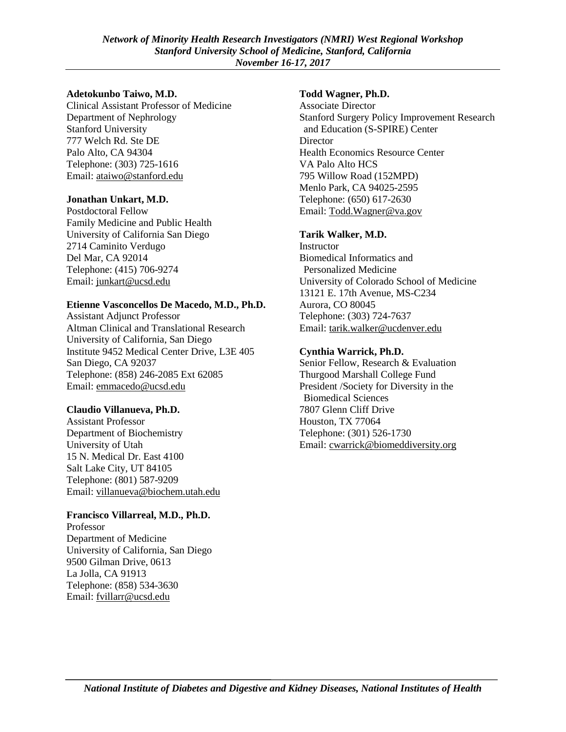**Adetokunbo Taiwo, M.D.**
Clinical Assistant Professor of Medicine
Department of Nephrology
Stanford University
777 Welch Rd. Ste DE
Palo Alto, CA 94304
Telephone: (303) 725-1616
Email: ataiwo@stanford.edu

**Jonathan Unkart, M.D.**
Postdoctoral Fellow
Family Medicine and Public Health
University of California San Diego
2714 Caminito Verdugo
Del Mar, CA 92014
Telephone: (415) 706-9274
Email: junkart@ucsd.edu

**Etienne Vasconcellos De Macedo, M.D., Ph.D.**
Assistant Adjunct Professor
Altman Clinical and Translational Research
University of California, San Diego
Institute 9452 Medical Center Drive, L3E 405
San Diego, CA 92037
Telephone: (858) 246-2085 Ext 62085
Email: emmacedo@ucsd.edu

**Claudio Villanueva, Ph.D.**
Assistant Professor
Department of Biochemistry
University of Utah
15 N. Medical Dr. East 4100
Salt Lake City, UT 84105
Telephone: (801) 587-9209
Email: villanueva@biochem.utah.edu

**Francisco Villarreal, M.D., Ph.D.**
Professor
Department of Medicine
University of California, San Diego
9500 Gilman Drive, 0613
La Jolla, CA 91913
Telephone: (858) 534-3630
Email: fvillarr@ucsd.edu

**Todd Wagner, Ph.D.**
Associate Director
Stanford Surgery Policy Improvement Research and Education (S-SPIRE) Center
Director
Health Economics Resource Center
VA Palo Alto HCS
795 Willow Road (152MPD)
Menlo Park, CA 94025-2595
Telephone: (650) 617-2630
Email: Todd.Wagner@va.gov

**Tarik Walker, M.D.**
Instructor
Biomedical Informatics and Personalized Medicine
University of Colorado School of Medicine
13121 E. 17th Avenue, MS-C234
Aurora, CO 80045
Telephone: (303) 724-7637
Email: tarik.walker@ucdenver.edu

**Cynthia Warrick, Ph.D.**
Senior Fellow, Research & Evaluation
Thurgood Marshall College Fund
President /Society for Diversity in the Biomedical Sciences
7807 Glenn Cliff Drive
Houston, TX 77064
Telephone: (301) 526-1730
Email: cwarrick@biomeddiversity.org